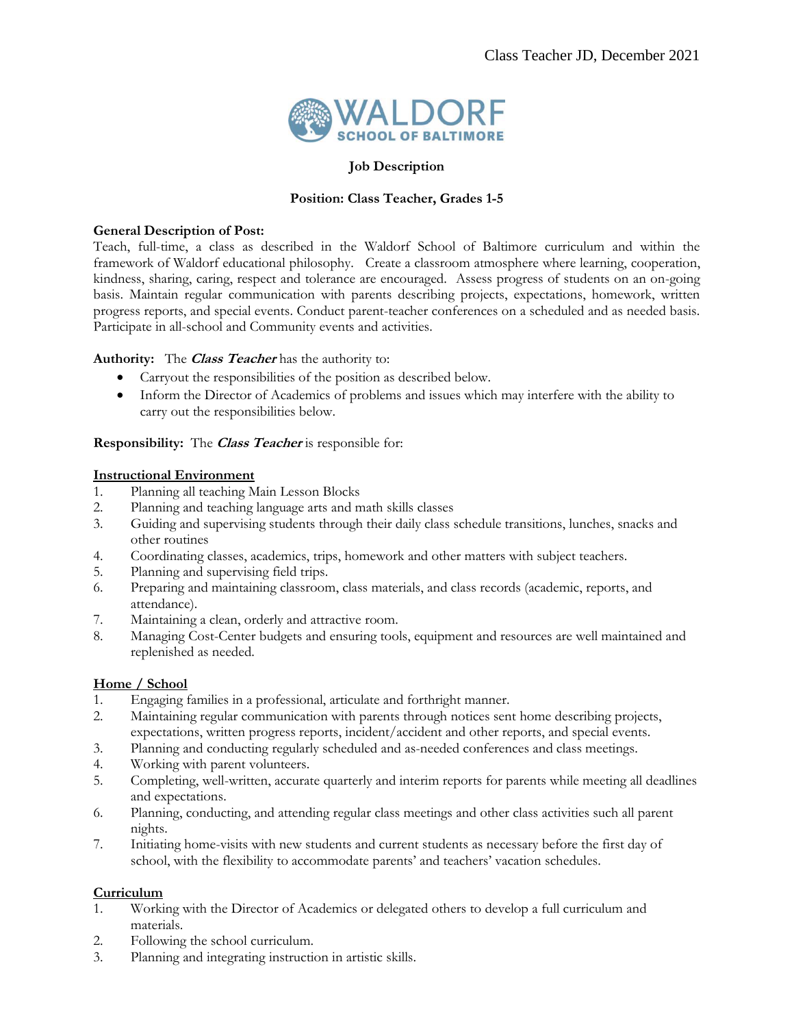Class Teacher JD, December 2021

WALDORF SCHOOL OF BALTIMORE

**Job Description**

**Position: Class Teacher, Grades 1-5**

**General Description of Post:**
Teach, full-time, a class as described in the Waldorf School of Baltimore curriculum and within the framework of Waldorf educational philosophy. Create a classroom atmosphere where learning, cooperation, kindness, sharing, caring, respect and tolerance are encouraged. Assess progress of students on an on-going basis. Maintain regular communication with parents describing projects, expectations, homework, written progress reports, and special events. Conduct parent-teacher conferences on a scheduled and as needed basis. Participate in all-school and Community events and activities.

**Authority:** The ***Class Teacher*** has the authority to:

- Carryout the responsibilities of the position as described below.
- Inform the Director of Academics of problems and issues which may interfere with the ability to carry out the responsibilities below.

**Responsibility:** The ***Class Teacher*** is responsible for:

**Instructional Environment**

1. Planning all teaching Main Lesson Blocks
2. Planning and teaching language arts and math skills classes
3. Guiding and supervising students through their daily class schedule transitions, lunches, snacks and other routines
4. Coordinating classes, academics, trips, homework and other matters with subject teachers.
5. Planning and supervising field trips.
6. Preparing and maintaining classroom, class materials, and class records (academic, reports, and attendance).
7. Maintaining a clean, orderly and attractive room.
8. Managing Cost-Center budgets and ensuring tools, equipment and resources are well maintained and replenished as needed.

**Home / School**

1. Engaging families in a professional, articulate and forthright manner.
2. Maintaining regular communication with parents through notices sent home describing projects, expectations, written progress reports, incident/accident and other reports, and special events.
3. Planning and conducting regularly scheduled and as-needed conferences and class meetings.
4. Working with parent volunteers.
5. Completing, well-written, accurate quarterly and interim reports for parents while meeting all deadlines and expectations.
6. Planning, conducting, and attending regular class meetings and other class activities such all parent nights.
7. Initiating home-visits with new students and current students as necessary before the first day of school, with the flexibility to accommodate parents' and teachers' vacation schedules.

**Curriculum**

1. Working with the Director of Academics or delegated others to develop a full curriculum and materials.
2. Following the school curriculum.
3. Planning and integrating instruction in artistic skills.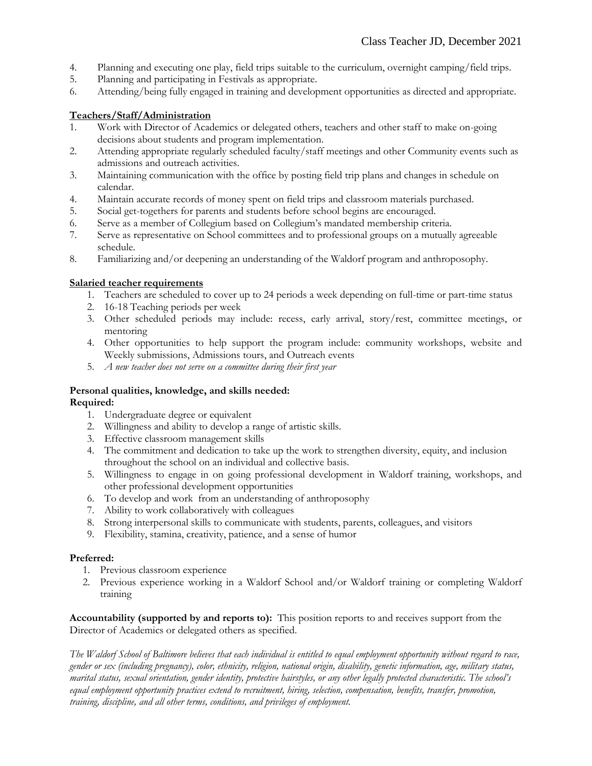4. Planning and executing one play, field trips suitable to the curriculum, overnight camping/field trips.
5. Planning and participating in Festivals as appropriate.
6. Attending/being fully engaged in training and development opportunities as directed and appropriate.

**<u>Teachers/Staff/Administration</u>**

1. Work with Director of Academics or delegated others, teachers and other staff to make on-going decisions about students and program implementation.
2. Attending appropriate regularly scheduled faculty/staff meetings and other Community events such as admissions and outreach activities.
3. Maintaining communication with the office by posting field trip plans and changes in schedule on calendar.
4. Maintain accurate records of money spent on field trips and classroom materials purchased.
5. Social get-togethers for parents and students before school begins are encouraged.
6. Serve as a member of Collegium based on Collegium's mandated membership criteria.
7. Serve as representative on School committees and to professional groups on a mutually agreeable schedule.
8. Familiarizing and/or deepening an understanding of the Waldorf program and anthroposophy.

**<u>Salaried teacher requirements</u>**

1. Teachers are scheduled to cover up to 24 periods a week depending on full-time or part-time status
2. 16-18 Teaching periods per week
3. Other scheduled periods may include: recess, early arrival, story/rest, committee meetings, or mentoring
4. Other opportunities to help support the program include: community workshops, website and Weekly submissions, Admissions tours, and Outreach events
5. *A new teacher does not serve on a committee during their first year*

**Personal qualities, knowledge, and skills needed:**

**Required:**

1. Undergraduate degree or equivalent
2. Willingness and ability to develop a range of artistic skills.
3. Effective classroom management skills
4. The commitment and dedication to take up the work to strengthen diversity, equity, and inclusion throughout the school on an individual and collective basis.
5. Willingness to engage in on going professional development in Waldorf training, workshops, and other professional development opportunities
6. To develop and work from an understanding of anthroposophy
7. Ability to work collaboratively with colleagues
8. Strong interpersonal skills to communicate with students, parents, colleagues, and visitors
9. Flexibility, stamina, creativity, patience, and a sense of humor

**Preferred:**

1. Previous classroom experience
2. Previous experience working in a Waldorf School and/or Waldorf training or completing Waldorf training

**Accountability (supported by and reports to):** This position reports to and receives support from the Director of Academics or delegated others as specified.

*The Waldorf School of Baltimore believes that each individual is entitled to equal employment opportunity without regard to race, gender or sex (including pregnancy), color, ethnicity, religion, national origin, disability, genetic information, age, military status, marital status, sexual orientation, gender identity, protective hairstyles, or any other legally protected characteristic. The school's equal employment opportunity practices extend to recruitment, hiring, selection, compensation, benefits, transfer, promotion, training, discipline, and all other terms, conditions, and privileges of employment.*